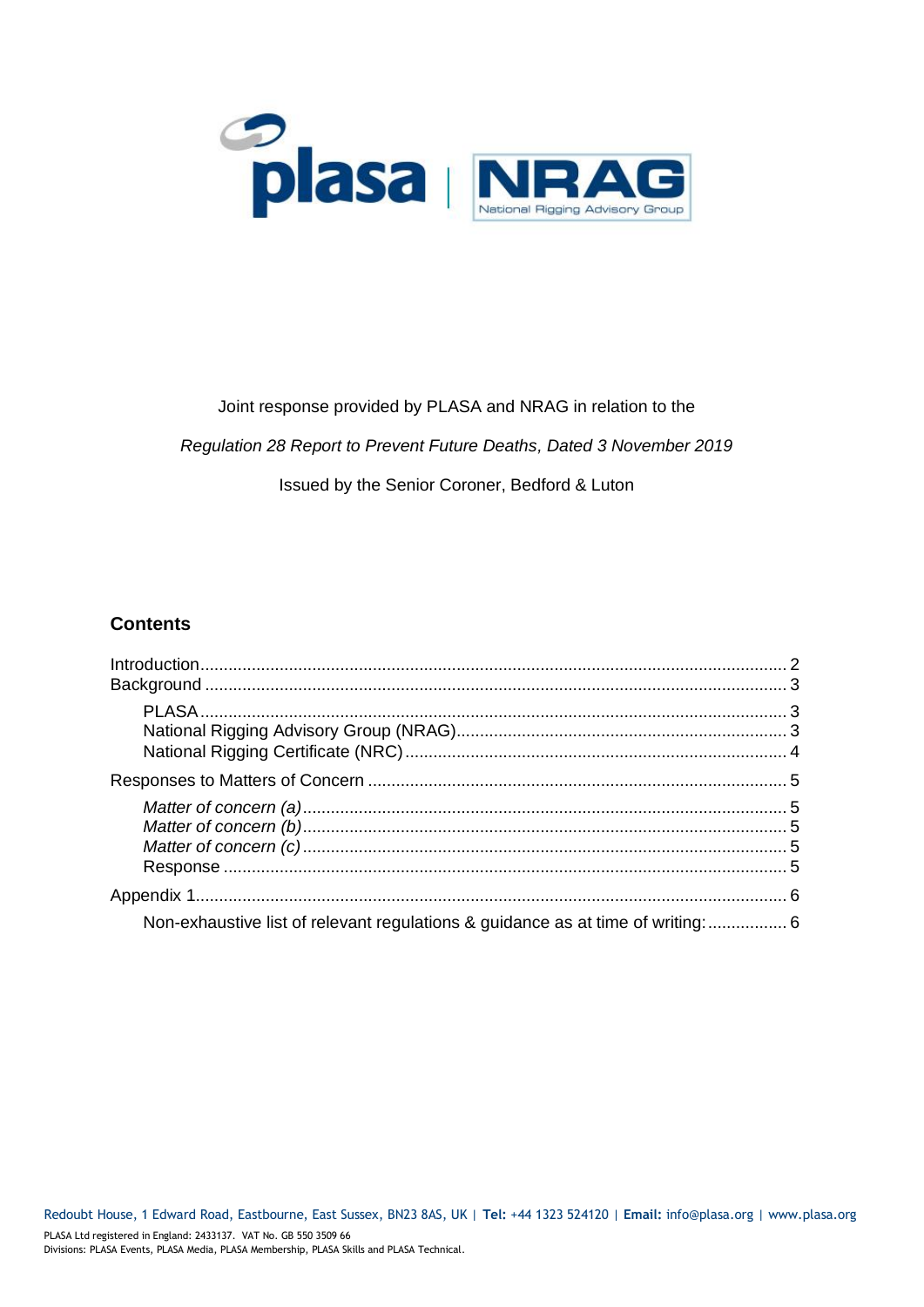Joint response provided by PLASA and NRAG in relation to the

*Regulation 28 Report to Prevent Future Deaths, Dated 3 November 2019*

Issued by the Senior Coroner, Bedford & Luton

## Contents

- Introduction ........ 2
- Background ........ 3
  - PLASA ........ 3
  - National Rigging Advisory Group (NRAG) ........ 3
  - National Rigging Certificate (NRC) ........ 4
- Responses to Matters of Concern ........ 5
  - *Matter of concern (a)* ........ 5
  - *Matter of concern (b)* ........ 5
  - *Matter of concern (c)* ........ 5
  - Response ........ 5
- Appendix 1 ........ 6
  - Non-exhaustive list of relevant regulations & guidance as at time of writing: ........ 6

Redoubt House, 1 Edward Road, Eastbourne, East Sussex, BN23 8AS, UK | **Tel:** +44 1323 524120 | **Email:** info@plasa.org | www.plasa.org

PLASA Ltd registered in England: 2433137. VAT No. GB 550 3509 66
Divisions: PLASA Events, PLASA Media, PLASA Membership, PLASA Skills and PLASA Technical.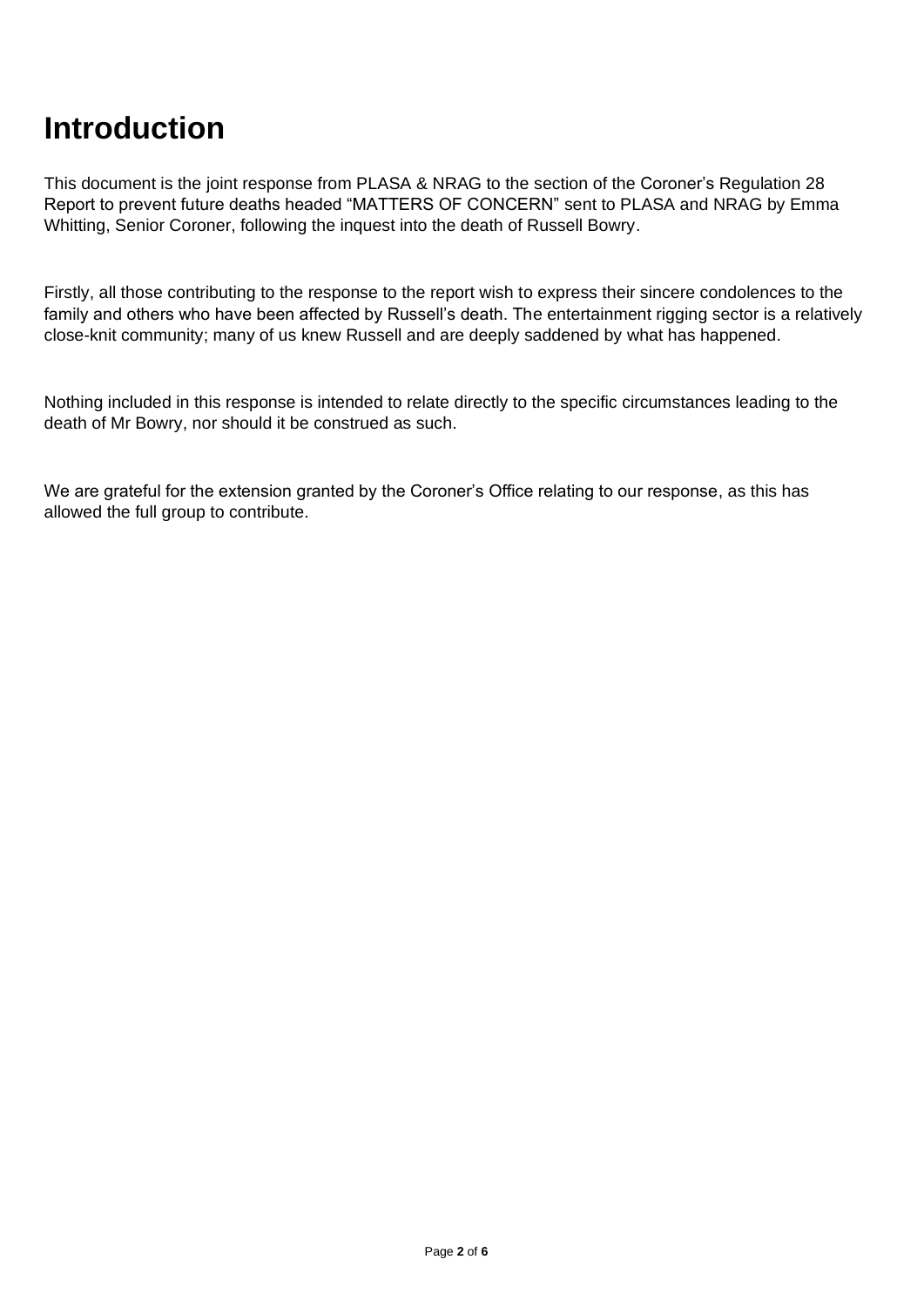# Introduction

This document is the joint response from PLASA & NRAG to the section of the Coroner's Regulation 28 Report to prevent future deaths headed "MATTERS OF CONCERN" sent to PLASA and NRAG by Emma Whitting, Senior Coroner, following the inquest into the death of Russell Bowry.

Firstly, all those contributing to the response to the report wish to express their sincere condolences to the family and others who have been affected by Russell's death. The entertainment rigging sector is a relatively close-knit community; many of us knew Russell and are deeply saddened by what has happened.

Nothing included in this response is intended to relate directly to the specific circumstances leading to the death of Mr Bowry, nor should it be construed as such.

We are grateful for the extension granted by the Coroner's Office relating to our response, as this has allowed the full group to contribute.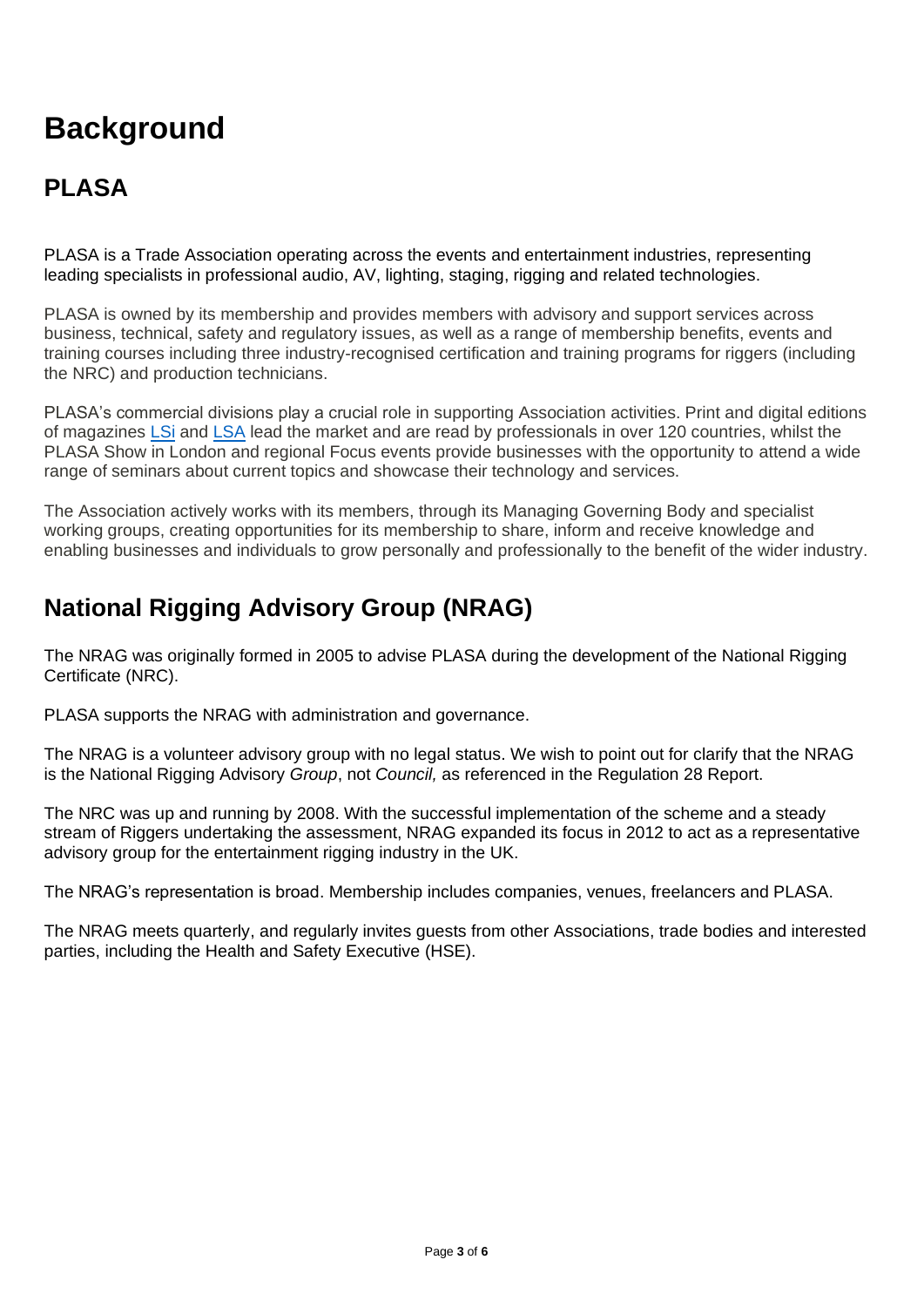# Background

## PLASA

PLASA is a Trade Association operating across the events and entertainment industries, representing leading specialists in professional audio, AV, lighting, staging, rigging and related technologies.

PLASA is owned by its membership and provides members with advisory and support services across business, technical, safety and regulatory issues, as well as a range of membership benefits, events and training courses including three industry-recognised certification and training programs for riggers (including the NRC) and production technicians.

PLASA's commercial divisions play a crucial role in supporting Association activities. Print and digital editions of magazines LSi and LSA lead the market and are read by professionals in over 120 countries, whilst the PLASA Show in London and regional Focus events provide businesses with the opportunity to attend a wide range of seminars about current topics and showcase their technology and services.

The Association actively works with its members, through its Managing Governing Body and specialist working groups, creating opportunities for its membership to share, inform and receive knowledge and enabling businesses and individuals to grow personally and professionally to the benefit of the wider industry.

## National Rigging Advisory Group (NRAG)

The NRAG was originally formed in 2005 to advise PLASA during the development of the National Rigging Certificate (NRC).

PLASA supports the NRAG with administration and governance.

The NRAG is a volunteer advisory group with no legal status. We wish to point out for clarify that the NRAG is the National Rigging Advisory *Group*, not *Council,* as referenced in the Regulation 28 Report.

The NRC was up and running by 2008. With the successful implementation of the scheme and a steady stream of Riggers undertaking the assessment, NRAG expanded its focus in 2012 to act as a representative advisory group for the entertainment rigging industry in the UK.

The NRAG's representation is broad. Membership includes companies, venues, freelancers and PLASA.

The NRAG meets quarterly, and regularly invites guests from other Associations, trade bodies and interested parties, including the Health and Safety Executive (HSE).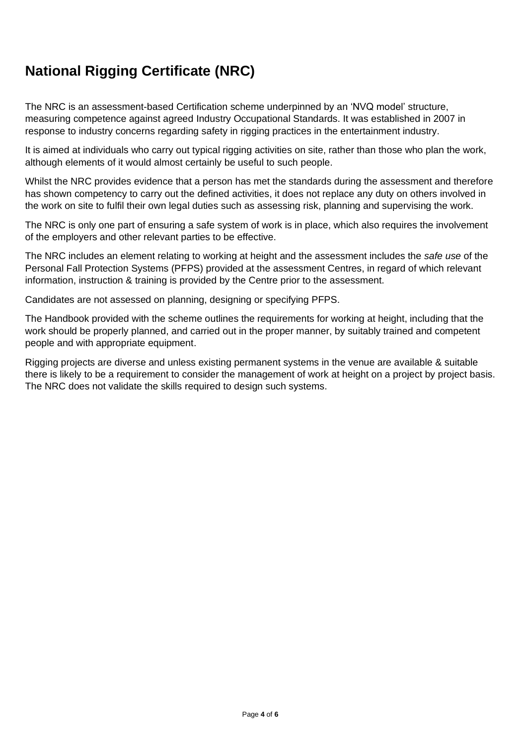# National Rigging Certificate (NRC)

The NRC is an assessment-based Certification scheme underpinned by an 'NVQ model' structure, measuring competence against agreed Industry Occupational Standards. It was established in 2007 in response to industry concerns regarding safety in rigging practices in the entertainment industry.

It is aimed at individuals who carry out typical rigging activities on site, rather than those who plan the work, although elements of it would almost certainly be useful to such people.

Whilst the NRC provides evidence that a person has met the standards during the assessment and therefore has shown competency to carry out the defined activities, it does not replace any duty on others involved in the work on site to fulfil their own legal duties such as assessing risk, planning and supervising the work.

The NRC is only one part of ensuring a safe system of work is in place, which also requires the involvement of the employers and other relevant parties to be effective.

The NRC includes an element relating to working at height and the assessment includes the *safe use* of the Personal Fall Protection Systems (PFPS) provided at the assessment Centres, in regard of which relevant information, instruction & training is provided by the Centre prior to the assessment.

Candidates are not assessed on planning, designing or specifying PFPS.

The Handbook provided with the scheme outlines the requirements for working at height, including that the work should be properly planned, and carried out in the proper manner, by suitably trained and competent people and with appropriate equipment.

Rigging projects are diverse and unless existing permanent systems in the venue are available & suitable there is likely to be a requirement to consider the management of work at height on a project by project basis. The NRC does not validate the skills required to design such systems.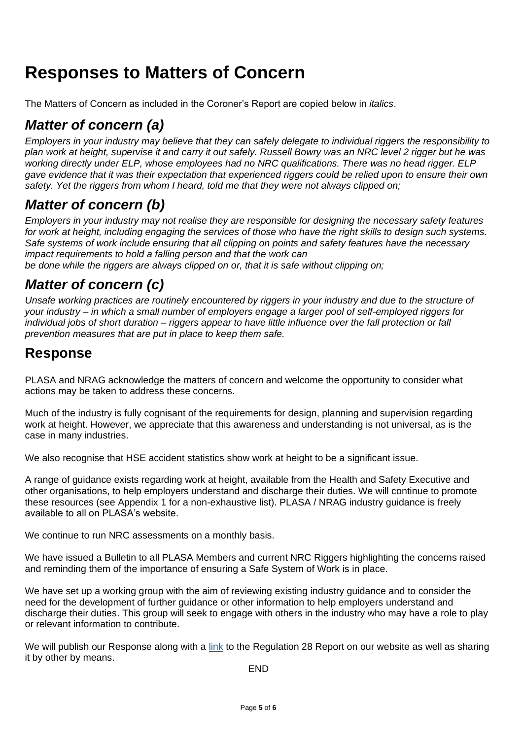# Responses to Matters of Concern

The Matters of Concern as included in the Coroner's Report are copied below in *italics*.

## *Matter of concern (a)*

*Employers in your industry may believe that they can safely delegate to individual riggers the responsibility to plan work at height, supervise it and carry it out safely. Russell Bowry was an NRC level 2 rigger but he was working directly under ELP, whose employees had no NRC qualifications. There was no head rigger. ELP gave evidence that it was their expectation that experienced riggers could be relied upon to ensure their own safety. Yet the riggers from whom I heard, told me that they were not always clipped on;*

## *Matter of concern (b)*

*Employers in your industry may not realise they are responsible for designing the necessary safety features for work at height, including engaging the services of those who have the right skills to design such systems. Safe systems of work include ensuring that all clipping on points and safety features have the necessary impact requirements to hold a falling person and that the work can be done while the riggers are always clipped on or, that it is safe without clipping on;*

## *Matter of concern (c)*

*Unsafe working practices are routinely encountered by riggers in your industry and due to the structure of your industry – in which a small number of employers engage a larger pool of self-employed riggers for individual jobs of short duration – riggers appear to have little influence over the fall protection or fall prevention measures that are put in place to keep them safe.*

## Response

PLASA and NRAG acknowledge the matters of concern and welcome the opportunity to consider what actions may be taken to address these concerns.

Much of the industry is fully cognisant of the requirements for design, planning and supervision regarding work at height. However, we appreciate that this awareness and understanding is not universal, as is the case in many industries.

We also recognise that HSE accident statistics show work at height to be a significant issue.

A range of guidance exists regarding work at height, available from the Health and Safety Executive and other organisations, to help employers understand and discharge their duties. We will continue to promote these resources (see Appendix 1 for a non-exhaustive list). PLASA / NRAG industry guidance is freely available to all on PLASA's website.

We continue to run NRC assessments on a monthly basis.

We have issued a Bulletin to all PLASA Members and current NRC Riggers highlighting the concerns raised and reminding them of the importance of ensuring a Safe System of Work is in place.

We have set up a working group with the aim of reviewing existing industry guidance and to consider the need for the development of further guidance or other information to help employers understand and discharge their duties. This group will seek to engage with others in the industry who may have a role to play or relevant information to contribute.

We will publish our Response along with a link to the Regulation 28 Report on our website as well as sharing it by other by means.

END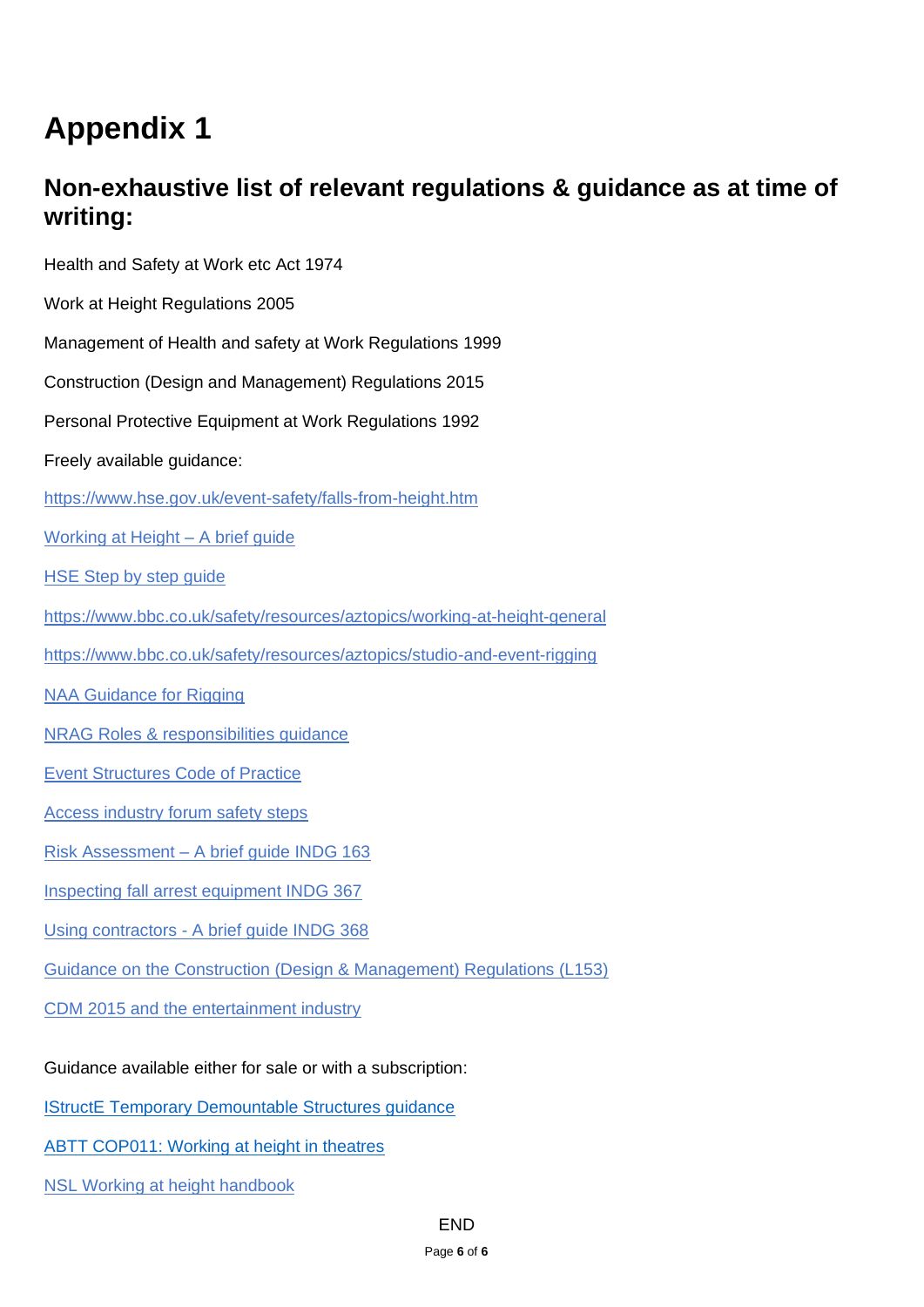# Appendix 1

## Non-exhaustive list of relevant regulations & guidance as at time of writing:

Health and Safety at Work etc Act 1974

Work at Height Regulations 2005

Management of Health and safety at Work Regulations 1999

Construction (Design and Management) Regulations 2015

Personal Protective Equipment at Work Regulations 1992

Freely available guidance:

https://www.hse.gov.uk/event-safety/falls-from-height.htm

Working at Height – A brief guide

HSE Step by step guide

https://www.bbc.co.uk/safety/resources/aztopics/working-at-height-general

https://www.bbc.co.uk/safety/resources/aztopics/studio-and-event-rigging

NAA Guidance for Rigging

NRAG Roles & responsibilities guidance

Event Structures Code of Practice

Access industry forum safety steps

Risk Assessment – A brief guide INDG 163

Inspecting fall arrest equipment INDG 367

Using contractors - A brief guide INDG 368

Guidance on the Construction (Design & Management) Regulations (L153)

CDM 2015 and the entertainment industry

Guidance available either for sale or with a subscription:

IStructE Temporary Demountable Structures guidance

ABTT COP011: Working at height in theatres

NSL Working at height handbook

END